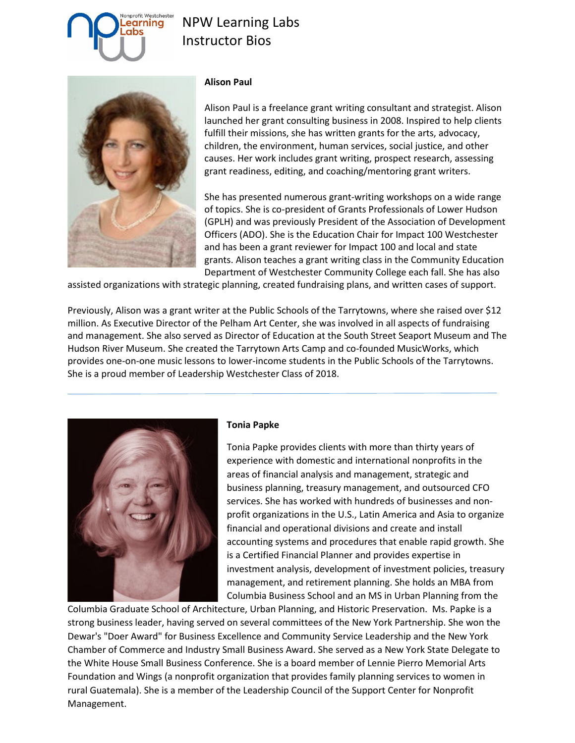# NPW Learning Labs
## Instructor Bios

### Alison Paul

Alison Paul is a freelance grant writing consultant and strategist. Alison launched her grant consulting business in 2008. Inspired to help clients fulfill their missions, she has written grants for the arts, advocacy, children, the environment, human services, social justice, and other causes. Her work includes grant writing, prospect research, assessing grant readiness, editing, and coaching/mentoring grant writers.

She has presented numerous grant-writing workshops on a wide range of topics. She is co-president of Grants Professionals of Lower Hudson (GPLH) and was previously President of the Association of Development Officers (ADO). She is the Education Chair for Impact 100 Westchester and has been a grant reviewer for Impact 100 and local and state grants. Alison teaches a grant writing class in the Community Education Department of Westchester Community College each fall. She has also assisted organizations with strategic planning, created fundraising plans, and written cases of support.

Previously, Alison was a grant writer at the Public Schools of the Tarrytowns, where she raised over $12 million. As Executive Director of the Pelham Art Center, she was involved in all aspects of fundraising and management. She also served as Director of Education at the South Street Seaport Museum and The Hudson River Museum. She created the Tarrytown Arts Camp and co-founded MusicWorks, which provides one-on-one music lessons to lower-income students in the Public Schools of the Tarrytowns. She is a proud member of Leadership Westchester Class of 2018.

---

### Tonia Papke

Tonia Papke provides clients with more than thirty years of experience with domestic and international nonprofits in the areas of financial analysis and management, strategic and business planning, treasury management, and outsourced CFO services. She has worked with hundreds of businesses and non-profit organizations in the U.S., Latin America and Asia to organize financial and operational divisions and create and install accounting systems and procedures that enable rapid growth. She is a Certified Financial Planner and provides expertise in investment analysis, development of investment policies, treasury management, and retirement planning. She holds an MBA from Columbia Business School and an MS in Urban Planning from the Columbia Graduate School of Architecture, Urban Planning, and Historic Preservation. Ms. Papke is a strong business leader, having served on several committees of the New York Partnership. She won the Dewar's "Doer Award" for Business Excellence and Community Service Leadership and the New York Chamber of Commerce and Industry Small Business Award. She served as a New York State Delegate to the White House Small Business Conference. She is a board member of Lennie Pierro Memorial Arts Foundation and Wings (a nonprofit organization that provides family planning services to women in rural Guatemala). She is a member of the Leadership Council of the Support Center for Nonprofit Management.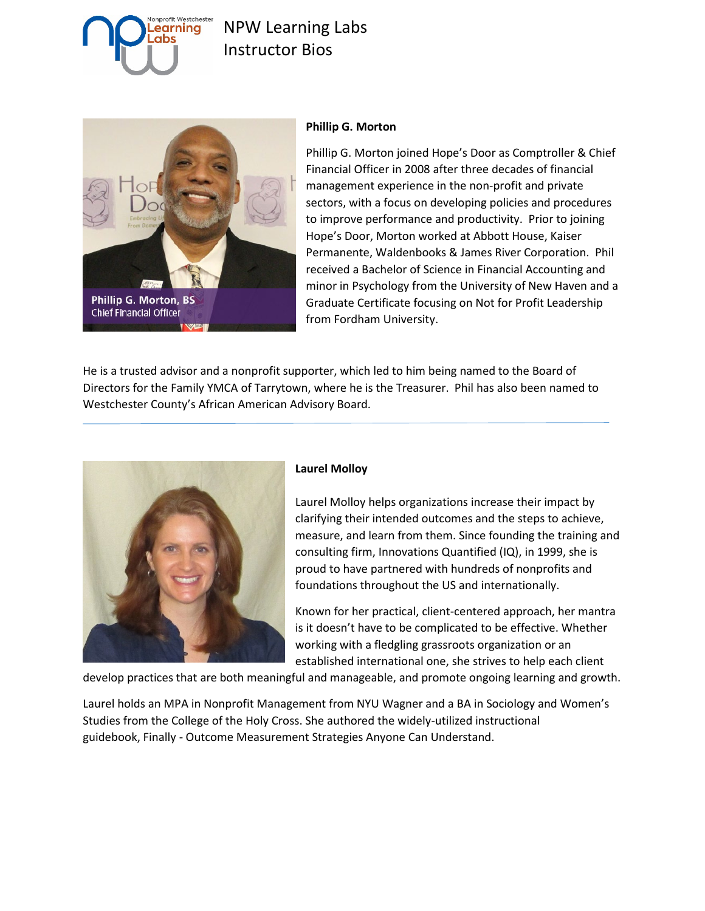# NPW Learning Labs
# Instructor Bios

**Phillip G. Morton**

Phillip G. Morton joined Hope's Door as Comptroller & Chief Financial Officer in 2008 after three decades of financial management experience in the non-profit and private sectors, with a focus on developing policies and procedures to improve performance and productivity. Prior to joining Hope's Door, Morton worked at Abbott House, Kaiser Permanente, Waldenbooks & James River Corporation. Phil received a Bachelor of Science in Financial Accounting and minor in Psychology from the University of New Haven and a Graduate Certificate focusing on Not for Profit Leadership from Fordham University.

He is a trusted advisor and a nonprofit supporter, which led to him being named to the Board of Directors for the Family YMCA of Tarrytown, where he is the Treasurer. Phil has also been named to Westchester County's African American Advisory Board.

---

**Laurel Molloy**

Laurel Molloy helps organizations increase their impact by clarifying their intended outcomes and the steps to achieve, measure, and learn from them. Since founding the training and consulting firm, Innovations Quantified (IQ), in 1999, she is proud to have partnered with hundreds of nonprofits and foundations throughout the US and internationally.

Known for her practical, client-centered approach, her mantra is it doesn't have to be complicated to be effective. Whether working with a fledgling grassroots organization or an established international one, she strives to help each client develop practices that are both meaningful and manageable, and promote ongoing learning and growth.

Laurel holds an MPA in Nonprofit Management from NYU Wagner and a BA in Sociology and Women's Studies from the College of the Holy Cross. She authored the widely-utilized instructional guidebook, Finally - Outcome Measurement Strategies Anyone Can Understand.